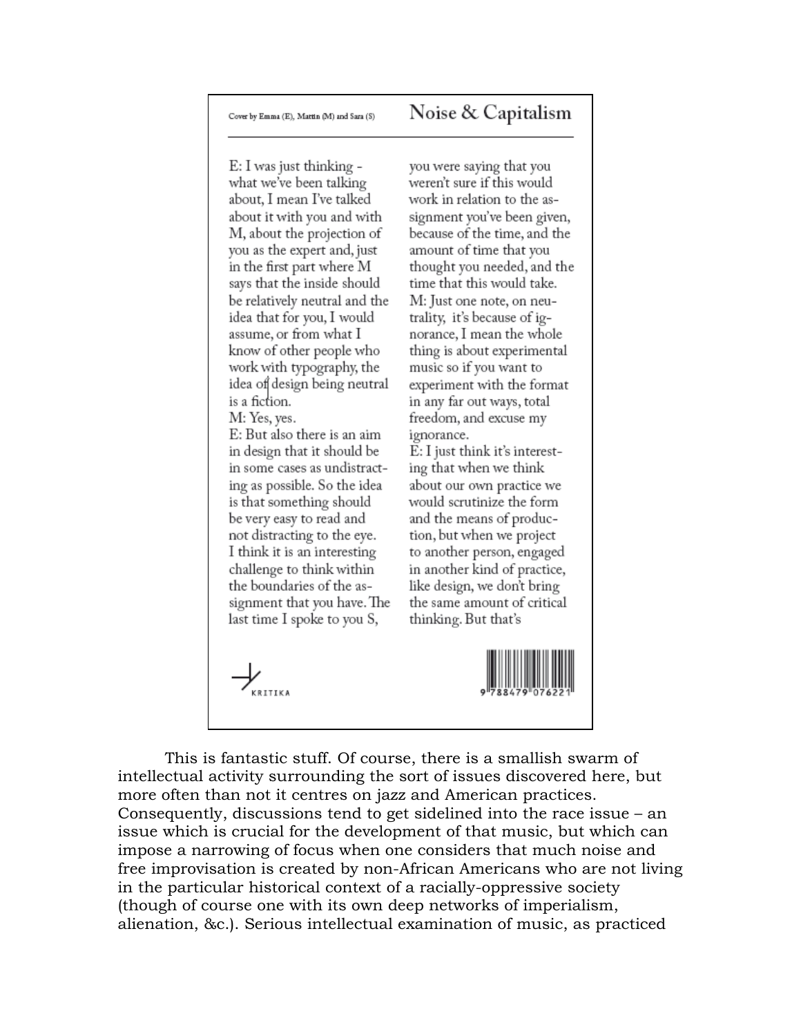Cover by Emma (E), Martin (M) and Sara (S)

# Noise & Capitalism

E: I was just thinking - what we've been talking about, I mean I've talked about it with you and with M, about the projection of you as the expert and, just in the first part where M says that the inside should be relatively neutral and the idea that for you, I would assume, or from what I know of other people who work with typography, the idea of design being neutral is a fiction.

M: Yes, yes.

E: But also there is an aim in design that it should be in some cases as undistracting as possible. So the idea is that something should be very easy to read and not distracting to the eye. I think it is an interesting challenge to think within the boundaries of the assignment that you have. The last time I spoke to you S, you were saying that you weren't sure if this would work in relation to the assignment you've been given, because of the time, and the amount of time that you thought you needed, and the time that this would take.

M: Just one note, on neutrality, it's because of ignorance, I mean the whole thing is about experimental music so if you want to experiment with the format in any far out ways, total freedom, and excuse my ignorance.

E: I just think it's interesting that when we think about our own practice we would scrutinize the form and the means of production, but when we project to another person, engaged in another kind of practice, like design, we don't bring the same amount of critical thinking. But that's

KRITIKA

9788479076221

This is fantastic stuff. Of course, there is a smallish swarm of intellectual activity surrounding the sort of issues discovered here, but more often than not it centres on jazz and American practices. Consequently, discussions tend to get sidelined into the race issue – an issue which is crucial for the development of that music, but which can impose a narrowing of focus when one considers that much noise and free improvisation is created by non-African Americans who are not living in the particular historical context of a racially-oppressive society (though of course one with its own deep networks of imperialism, alienation, &c.). Serious intellectual examination of music, as practiced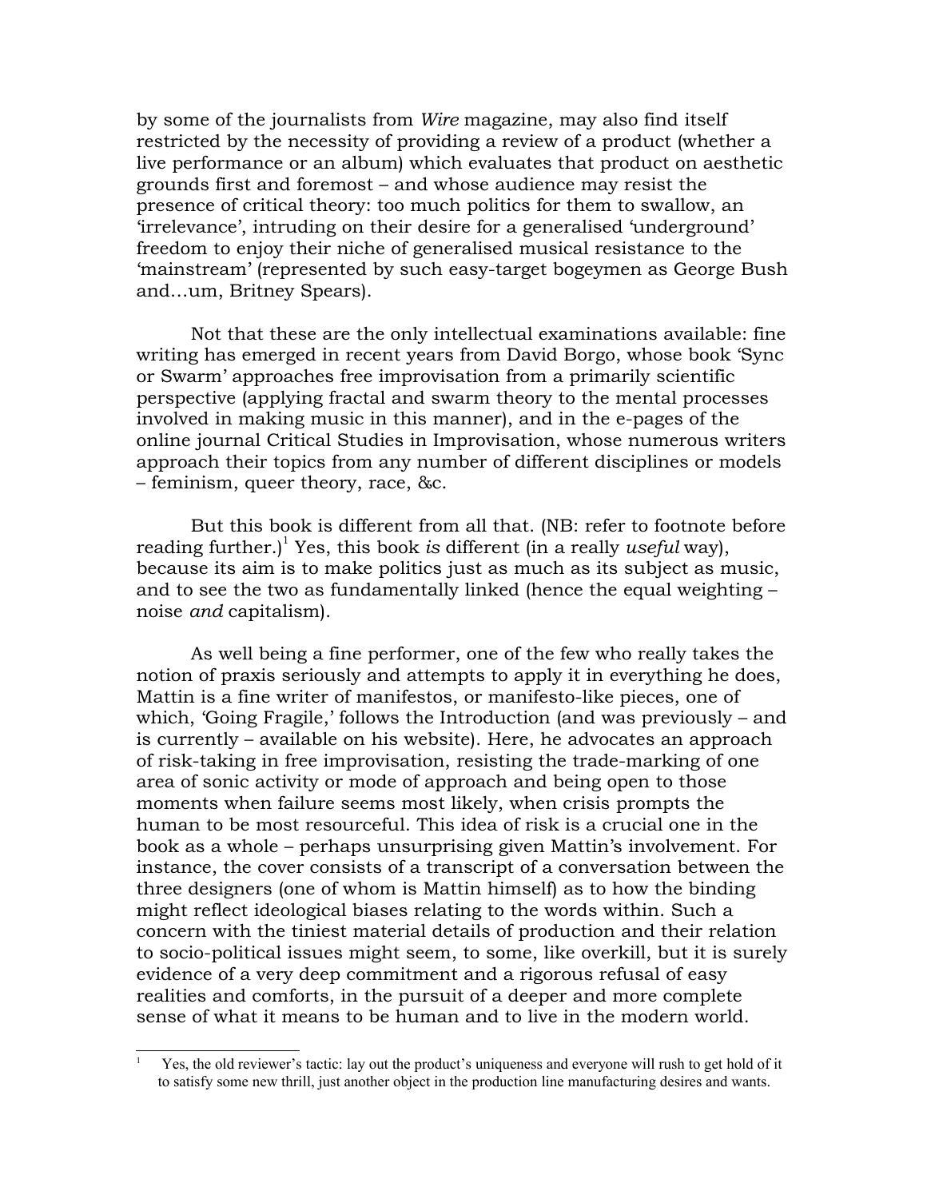by some of the journalists from *Wire* magazine, may also find itself restricted by the necessity of providing a review of a product (whether a live performance or an album) which evaluates that product on aesthetic grounds first and foremost – and whose audience may resist the presence of critical theory: too much politics for them to swallow, an 'irrelevance', intruding on their desire for a generalised 'underground' freedom to enjoy their niche of generalised musical resistance to the 'mainstream' (represented by such easy-target bogeymen as George Bush and…um, Britney Spears).

Not that these are the only intellectual examinations available: fine writing has emerged in recent years from David Borgo, whose book 'Sync or Swarm' approaches free improvisation from a primarily scientific perspective (applying fractal and swarm theory to the mental processes involved in making music in this manner), and in the e-pages of the online journal Critical Studies in Improvisation, whose numerous writers approach their topics from any number of different disciplines or models – feminism, queer theory, race, &c.

But this book is different from all that. (NB: refer to footnote before reading further.)[1] Yes, this book *is* different (in a really *useful* way), because its aim is to make politics just as much as its subject as music, and to see the two as fundamentally linked (hence the equal weighting – noise *and* capitalism).

As well being a fine performer, one of the few who really takes the notion of praxis seriously and attempts to apply it in everything he does, Mattin is a fine writer of manifestos, or manifesto-like pieces, one of which, 'Going Fragile,' follows the Introduction (and was previously – and is currently – available on his website). Here, he advocates an approach of risk-taking in free improvisation, resisting the trade-marking of one area of sonic activity or mode of approach and being open to those moments when failure seems most likely, when crisis prompts the human to be most resourceful. This idea of risk is a crucial one in the book as a whole – perhaps unsurprising given Mattin's involvement. For instance, the cover consists of a transcript of a conversation between the three designers (one of whom is Mattin himself) as to how the binding might reflect ideological biases relating to the words within. Such a concern with the tiniest material details of production and their relation to socio-political issues might seem, to some, like overkill, but it is surely evidence of a very deep commitment and a rigorous refusal of easy realities and comforts, in the pursuit of a deeper and more complete sense of what it means to be human and to live in the modern world.

---

[1] Yes, the old reviewer's tactic: lay out the product's uniqueness and everyone will rush to get hold of it to satisfy some new thrill, just another object in the production line manufacturing desires and wants.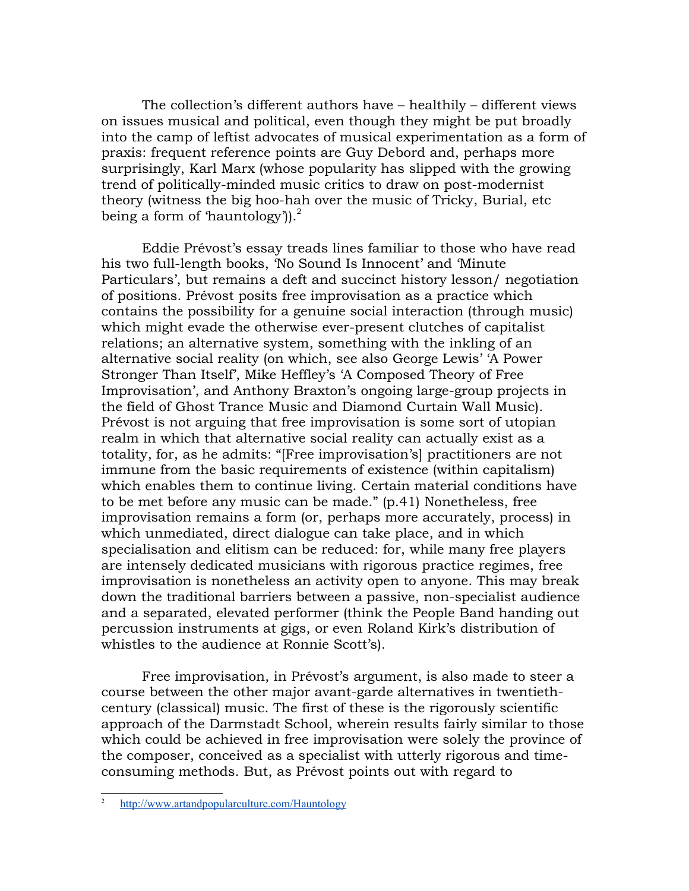The collection's different authors have – healthily – different views on issues musical and political, even though they might be put broadly into the camp of leftist advocates of musical experimentation as a form of praxis: frequent reference points are Guy Debord and, perhaps more surprisingly, Karl Marx (whose popularity has slipped with the growing trend of politically-minded music critics to draw on post-modernist theory (witness the big hoo-hah over the music of Tricky, Burial, etc being a form of 'hauntology')).[2]

Eddie Prévost's essay treads lines familiar to those who have read his two full-length books, 'No Sound Is Innocent' and 'Minute Particulars', but remains a deft and succinct history lesson/ negotiation of positions. Prévost posits free improvisation as a practice which contains the possibility for a genuine social interaction (through music) which might evade the otherwise ever-present clutches of capitalist relations; an alternative system, something with the inkling of an alternative social reality (on which, see also George Lewis' 'A Power Stronger Than Itself', Mike Heffley's 'A Composed Theory of Free Improvisation', and Anthony Braxton's ongoing large-group projects in the field of Ghost Trance Music and Diamond Curtain Wall Music). Prévost is not arguing that free improvisation is some sort of utopian realm in which that alternative social reality can actually exist as a totality, for, as he admits: "[Free improvisation's] practitioners are not immune from the basic requirements of existence (within capitalism) which enables them to continue living. Certain material conditions have to be met before any music can be made." (p.41) Nonetheless, free improvisation remains a form (or, perhaps more accurately, process) in which unmediated, direct dialogue can take place, and in which specialisation and elitism can be reduced: for, while many free players are intensely dedicated musicians with rigorous practice regimes, free improvisation is nonetheless an activity open to anyone. This may break down the traditional barriers between a passive, non-specialist audience and a separated, elevated performer (think the People Band handing out percussion instruments at gigs, or even Roland Kirk's distribution of whistles to the audience at Ronnie Scott's).

Free improvisation, in Prévost's argument, is also made to steer a course between the other major avant-garde alternatives in twentieth-century (classical) music. The first of these is the rigorously scientific approach of the Darmstadt School, wherein results fairly similar to those which could be achieved in free improvisation were solely the province of the composer, conceived as a specialist with utterly rigorous and time-consuming methods. But, as Prévost points out with regard to

[2] http://www.artandpopularculture.com/Hauntology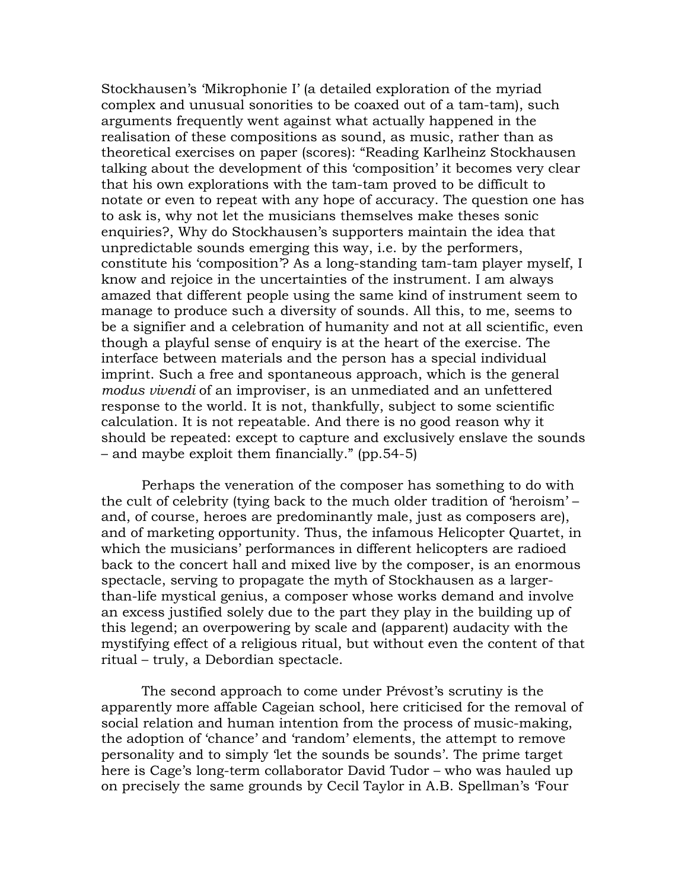Stockhausen's 'Mikrophonie I' (a detailed exploration of the myriad complex and unusual sonorities to be coaxed out of a tam-tam), such arguments frequently went against what actually happened in the realisation of these compositions as sound, as music, rather than as theoretical exercises on paper (scores): "Reading Karlheinz Stockhausen talking about the development of this 'composition' it becomes very clear that his own explorations with the tam-tam proved to be difficult to notate or even to repeat with any hope of accuracy. The question one has to ask is, why not let the musicians themselves make theses sonic enquiries?, Why do Stockhausen's supporters maintain the idea that unpredictable sounds emerging this way, i.e. by the performers, constitute his 'composition'? As a long-standing tam-tam player myself, I know and rejoice in the uncertainties of the instrument. I am always amazed that different people using the same kind of instrument seem to manage to produce such a diversity of sounds. All this, to me, seems to be a signifier and a celebration of humanity and not at all scientific, even though a playful sense of enquiry is at the heart of the exercise. The interface between materials and the person has a special individual imprint. Such a free and spontaneous approach, which is the general *modus vivendi* of an improviser, is an unmediated and an unfettered response to the world. It is not, thankfully, subject to some scientific calculation. It is not repeatable. And there is no good reason why it should be repeated: except to capture and exclusively enslave the sounds – and maybe exploit them financially." (pp.54-5)

Perhaps the veneration of the composer has something to do with the cult of celebrity (tying back to the much older tradition of 'heroism' – and, of course, heroes are predominantly male, just as composers are), and of marketing opportunity. Thus, the infamous Helicopter Quartet, in which the musicians' performances in different helicopters are radioed back to the concert hall and mixed live by the composer, is an enormous spectacle, serving to propagate the myth of Stockhausen as a larger-than-life mystical genius, a composer whose works demand and involve an excess justified solely due to the part they play in the building up of this legend; an overpowering by scale and (apparent) audacity with the mystifying effect of a religious ritual, but without even the content of that ritual – truly, a Debordian spectacle.

The second approach to come under Prévost's scrutiny is the apparently more affable Cageian school, here criticised for the removal of social relation and human intention from the process of music-making, the adoption of 'chance' and 'random' elements, the attempt to remove personality and to simply 'let the sounds be sounds'. The prime target here is Cage's long-term collaborator David Tudor – who was hauled up on precisely the same grounds by Cecil Taylor in A.B. Spellman's 'Four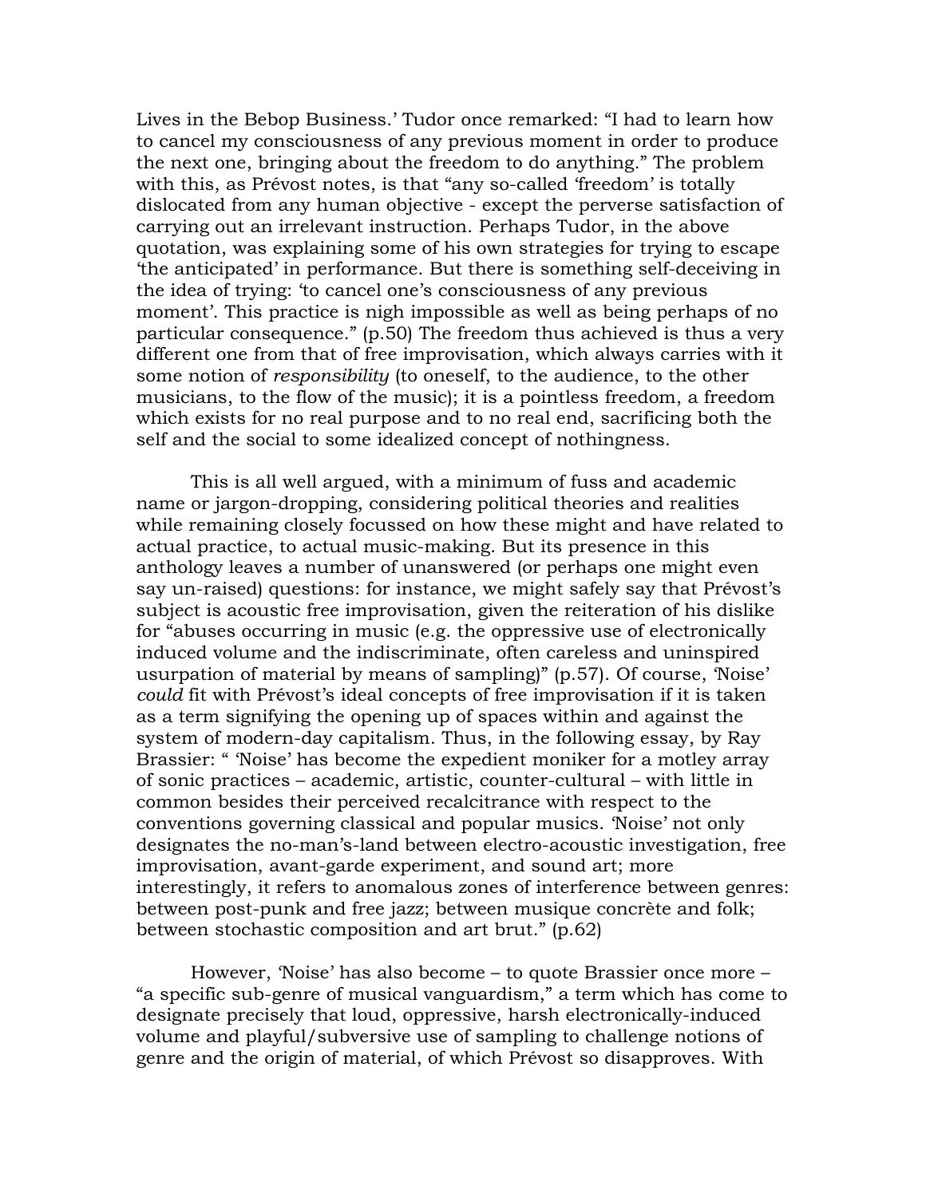Lives in the Bebop Business.' Tudor once remarked: "I had to learn how to cancel my consciousness of any previous moment in order to produce the next one, bringing about the freedom to do anything." The problem with this, as Prévost notes, is that "any so-called 'freedom' is totally dislocated from any human objective - except the perverse satisfaction of carrying out an irrelevant instruction. Perhaps Tudor, in the above quotation, was explaining some of his own strategies for trying to escape 'the anticipated' in performance. But there is something self-deceiving in the idea of trying: 'to cancel one's consciousness of any previous moment'. This practice is nigh impossible as well as being perhaps of no particular consequence." (p.50) The freedom thus achieved is thus a very different one from that of free improvisation, which always carries with it some notion of *responsibility* (to oneself, to the audience, to the other musicians, to the flow of the music); it is a pointless freedom, a freedom which exists for no real purpose and to no real end, sacrificing both the self and the social to some idealized concept of nothingness.

This is all well argued, with a minimum of fuss and academic name or jargon-dropping, considering political theories and realities while remaining closely focussed on how these might and have related to actual practice, to actual music-making. But its presence in this anthology leaves a number of unanswered (or perhaps one might even say un-raised) questions: for instance, we might safely say that Prévost's subject is acoustic free improvisation, given the reiteration of his dislike for "abuses occurring in music (e.g. the oppressive use of electronically induced volume and the indiscriminate, often careless and uninspired usurpation of material by means of sampling)" (p.57). Of course, 'Noise' *could* fit with Prévost's ideal concepts of free improvisation if it is taken as a term signifying the opening up of spaces within and against the system of modern-day capitalism. Thus, in the following essay, by Ray Brassier: " 'Noise' has become the expedient moniker for a motley array of sonic practices – academic, artistic, counter-cultural – with little in common besides their perceived recalcitrance with respect to the conventions governing classical and popular musics. 'Noise' not only designates the no-man's-land between electro-acoustic investigation, free improvisation, avant-garde experiment, and sound art; more interestingly, it refers to anomalous zones of interference between genres: between post-punk and free jazz; between musique concrète and folk; between stochastic composition and art brut." (p.62)

However, 'Noise' has also become – to quote Brassier once more – "a specific sub-genre of musical vanguardism," a term which has come to designate precisely that loud, oppressive, harsh electronically-induced volume and playful/subversive use of sampling to challenge notions of genre and the origin of material, of which Prévost so disapproves. With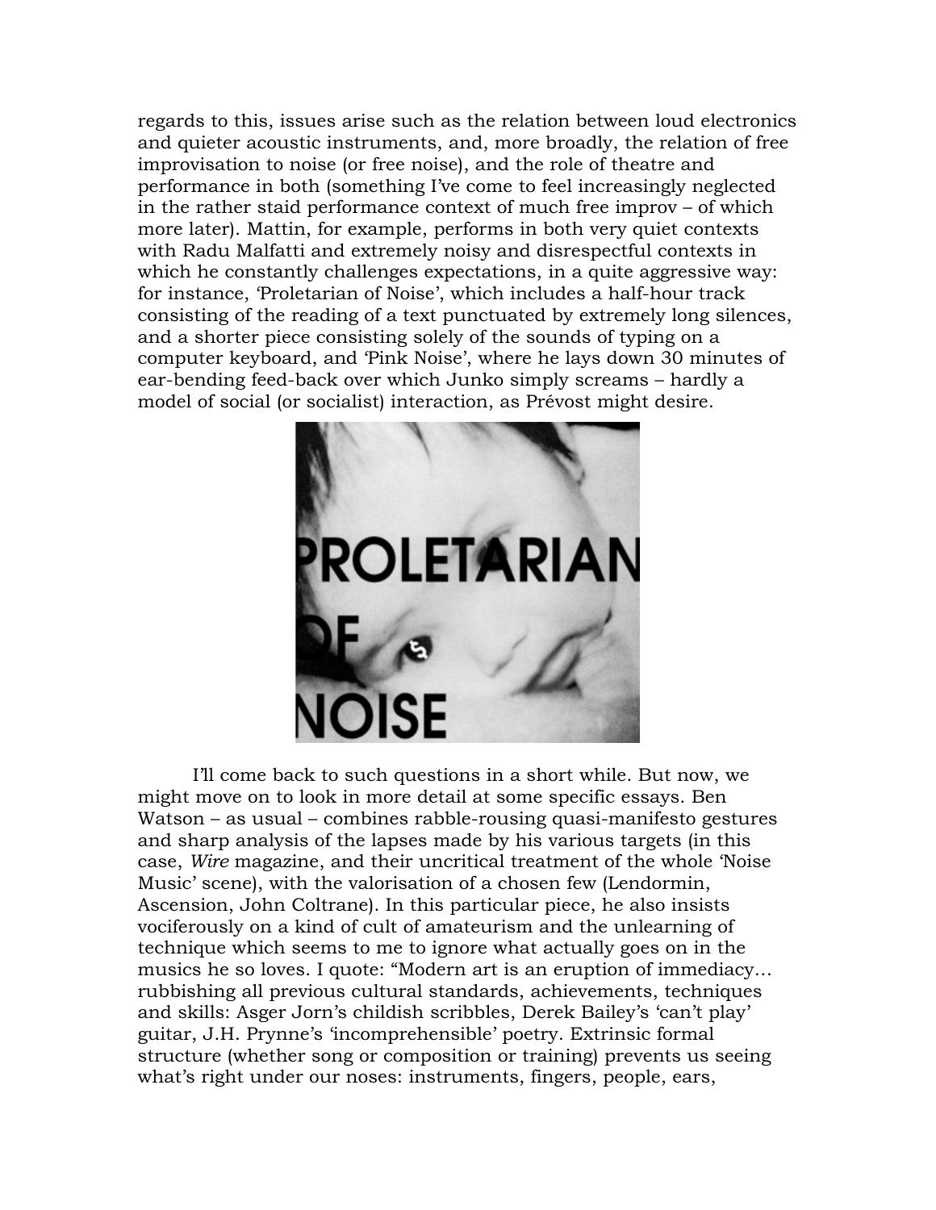regards to this, issues arise such as the relation between loud electronics and quieter acoustic instruments, and, more broadly, the relation of free improvisation to noise (or free noise), and the role of theatre and performance in both (something I've come to feel increasingly neglected in the rather staid performance context of much free improv – of which more later). Mattin, for example, performs in both very quiet contexts with Radu Malfatti and extremely noisy and disrespectful contexts in which he constantly challenges expectations, in a quite aggressive way: for instance, 'Proletarian of Noise', which includes a half-hour track consisting of the reading of a text punctuated by extremely long silences, and a shorter piece consisting solely of the sounds of typing on a computer keyboard, and 'Pink Noise', where he lays down 30 minutes of ear-bending feed-back over which Junko simply screams – hardly a model of social (or socialist) interaction, as Prévost might desire.

I'll come back to such questions in a short while. But now, we might move on to look in more detail at some specific essays. Ben Watson – as usual – combines rabble-rousing quasi-manifesto gestures and sharp analysis of the lapses made by his various targets (in this case, *Wire* magazine, and their uncritical treatment of the whole 'Noise Music' scene), with the valorisation of a chosen few (Lendormin, Ascension, John Coltrane). In this particular piece, he also insists vociferously on a kind of cult of amateurism and the unlearning of technique which seems to me to ignore what actually goes on in the musics he so loves. I quote: "Modern art is an eruption of immediacy… rubbishing all previous cultural standards, achievements, techniques and skills: Asger Jorn's childish scribbles, Derek Bailey's 'can't play' guitar, J.H. Prynne's 'incomprehensible' poetry. Extrinsic formal structure (whether song or composition or training) prevents us seeing what's right under our noses: instruments, fingers, people, ears,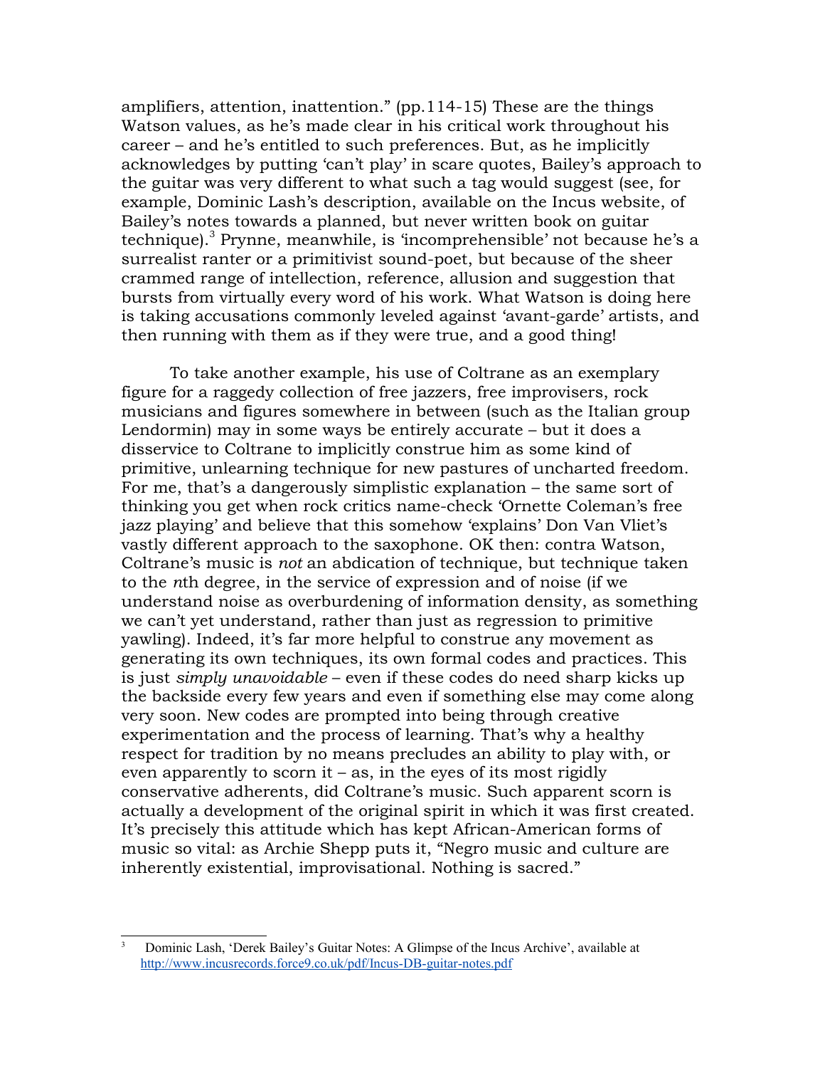amplifiers, attention, inattention." (pp.114-15) These are the things Watson values, as he's made clear in his critical work throughout his career – and he's entitled to such preferences. But, as he implicitly acknowledges by putting 'can't play' in scare quotes, Bailey's approach to the guitar was very different to what such a tag would suggest (see, for example, Dominic Lash's description, available on the Incus website, of Bailey's notes towards a planned, but never written book on guitar technique).[3] Prynne, meanwhile, is 'incomprehensible' not because he's a surrealist ranter or a primitivist sound-poet, but because of the sheer crammed range of intellection, reference, allusion and suggestion that bursts from virtually every word of his work. What Watson is doing here is taking accusations commonly leveled against 'avant-garde' artists, and then running with them as if they were true, and a good thing!

To take another example, his use of Coltrane as an exemplary figure for a raggedy collection of free jazzers, free improvisers, rock musicians and figures somewhere in between (such as the Italian group Lendormin) may in some ways be entirely accurate – but it does a disservice to Coltrane to implicitly construe him as some kind of primitive, unlearning technique for new pastures of uncharted freedom. For me, that's a dangerously simplistic explanation – the same sort of thinking you get when rock critics name-check 'Ornette Coleman's free jazz playing' and believe that this somehow 'explains' Don Van Vliet's vastly different approach to the saxophone. OK then: contra Watson, Coltrane's music is *not* an abdication of technique, but technique taken to the *n*th degree, in the service of expression and of noise (if we understand noise as overburdening of information density, as something we can't yet understand, rather than just as regression to primitive yawling). Indeed, it's far more helpful to construe any movement as generating its own techniques, its own formal codes and practices. This is just *simply unavoidable* – even if these codes do need sharp kicks up the backside every few years and even if something else may come along very soon. New codes are prompted into being through creative experimentation and the process of learning. That's why a healthy respect for tradition by no means precludes an ability to play with, or even apparently to scorn it – as, in the eyes of its most rigidly conservative adherents, did Coltrane's music. Such apparent scorn is actually a development of the original spirit in which it was first created. It's precisely this attitude which has kept African-American forms of music so vital: as Archie Shepp puts it, "Negro music and culture are inherently existential, improvisational. Nothing is sacred."

---

[3] Dominic Lash, 'Derek Bailey's Guitar Notes: A Glimpse of the Incus Archive', available at http://www.incusrecords.force9.co.uk/pdf/Incus-DB-guitar-notes.pdf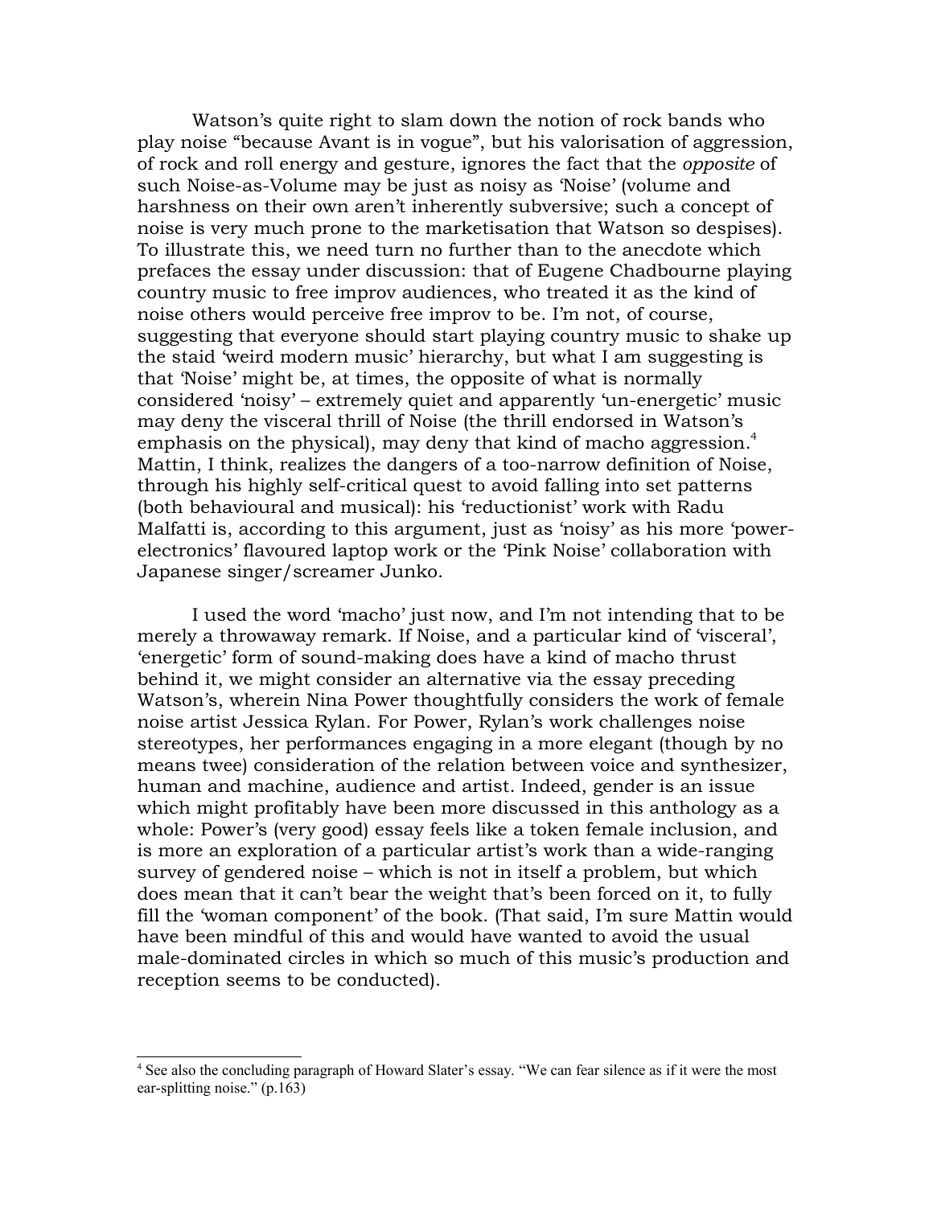Watson's quite right to slam down the notion of rock bands who play noise "because Avant is in vogue", but his valorisation of aggression, of rock and roll energy and gesture, ignores the fact that the *opposite* of such Noise-as-Volume may be just as noisy as 'Noise' (volume and harshness on their own aren't inherently subversive; such a concept of noise is very much prone to the marketisation that Watson so despises). To illustrate this, we need turn no further than to the anecdote which prefaces the essay under discussion: that of Eugene Chadbourne playing country music to free improv audiences, who treated it as the kind of noise others would perceive free improv to be. I'm not, of course, suggesting that everyone should start playing country music to shake up the staid 'weird modern music' hierarchy, but what I am suggesting is that 'Noise' might be, at times, the opposite of what is normally considered 'noisy' – extremely quiet and apparently 'un-energetic' music may deny the visceral thrill of Noise (the thrill endorsed in Watson's emphasis on the physical), may deny that kind of macho aggression.[4] Mattin, I think, realizes the dangers of a too-narrow definition of Noise, through his highly self-critical quest to avoid falling into set patterns (both behavioural and musical): his 'reductionist' work with Radu Malfatti is, according to this argument, just as 'noisy' as his more 'power-electronics' flavoured laptop work or the 'Pink Noise' collaboration with Japanese singer/screamer Junko.

I used the word 'macho' just now, and I'm not intending that to be merely a throwaway remark. If Noise, and a particular kind of 'visceral', 'energetic' form of sound-making does have a kind of macho thrust behind it, we might consider an alternative via the essay preceding Watson's, wherein Nina Power thoughtfully considers the work of female noise artist Jessica Rylan. For Power, Rylan's work challenges noise stereotypes, her performances engaging in a more elegant (though by no means twee) consideration of the relation between voice and synthesizer, human and machine, audience and artist. Indeed, gender is an issue which might profitably have been more discussed in this anthology as a whole: Power's (very good) essay feels like a token female inclusion, and is more an exploration of a particular artist's work than a wide-ranging survey of gendered noise – which is not in itself a problem, but which does mean that it can't bear the weight that's been forced on it, to fully fill the 'woman component' of the book. (That said, I'm sure Mattin would have been mindful of this and would have wanted to avoid the usual male-dominated circles in which so much of this music's production and reception seems to be conducted).

---

[4] See also the concluding paragraph of Howard Slater's essay. "We can fear silence as if it were the most ear-splitting noise." (p.163)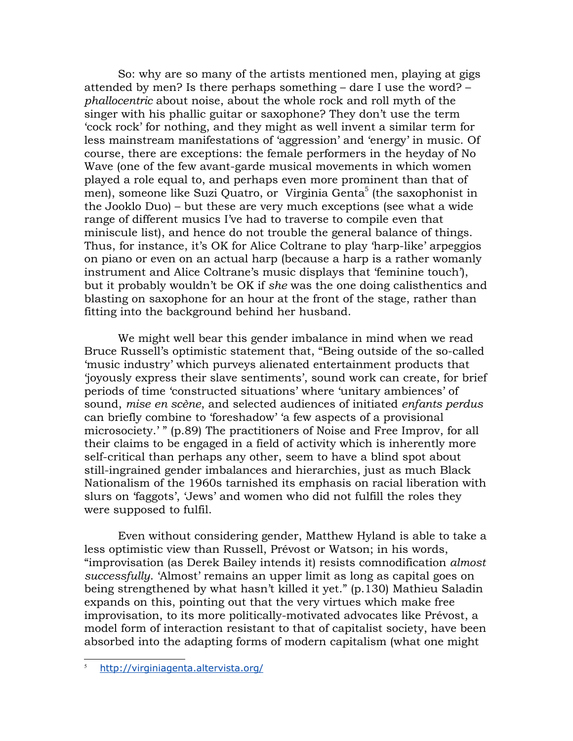So: why are so many of the artists mentioned men, playing at gigs attended by men? Is there perhaps something – dare I use the word? – *phallocentric* about noise, about the whole rock and roll myth of the singer with his phallic guitar or saxophone? They don't use the term 'cock rock' for nothing, and they might as well invent a similar term for less mainstream manifestations of 'aggression' and 'energy' in music. Of course, there are exceptions: the female performers in the heyday of No Wave (one of the few avant-garde musical movements in which women played a role equal to, and perhaps even more prominent than that of men), someone like Suzi Quatro, or Virginia Genta[5] (the saxophonist in the Jooklo Duo) – but these are very much exceptions (see what a wide range of different musics I've had to traverse to compile even that miniscule list), and hence do not trouble the general balance of things. Thus, for instance, it's OK for Alice Coltrane to play 'harp-like' arpeggios on piano or even on an actual harp (because a harp is a rather womanly instrument and Alice Coltrane's music displays that 'feminine touch'), but it probably wouldn't be OK if *she* was the one doing calisthentics and blasting on saxophone for an hour at the front of the stage, rather than fitting into the background behind her husband.

We might well bear this gender imbalance in mind when we read Bruce Russell's optimistic statement that, "Being outside of the so-called 'music industry' which purveys alienated entertainment products that 'joyously express their slave sentiments', sound work can create, for brief periods of time 'constructed situations' where 'unitary ambiences' of sound, *mise en scène*, and selected audiences of initiated *enfants perdus* can briefly combine to 'foreshadow' 'a few aspects of a provisional microsociety.' " (p.89) The practitioners of Noise and Free Improv, for all their claims to be engaged in a field of activity which is inherently more self-critical than perhaps any other, seem to have a blind spot about still-ingrained gender imbalances and hierarchies, just as much Black Nationalism of the 1960s tarnished its emphasis on racial liberation with slurs on 'faggots', 'Jews' and women who did not fulfill the roles they were supposed to fulfil.

Even without considering gender, Matthew Hyland is able to take a less optimistic view than Russell, Prévost or Watson; in his words, "improvisation (as Derek Bailey intends it) resists comnodification *almost successfully*. 'Almost' remains an upper limit as long as capital goes on being strengthened by what hasn't killed it yet." (p.130) Mathieu Saladin expands on this, pointing out that the very virtues which make free improvisation, to its more politically-motivated advocates like Prévost, a model form of interaction resistant to that of capitalist society, have been absorbed into the adapting forms of modern capitalism (what one might

[5] http://virginiagenta.altervista.org/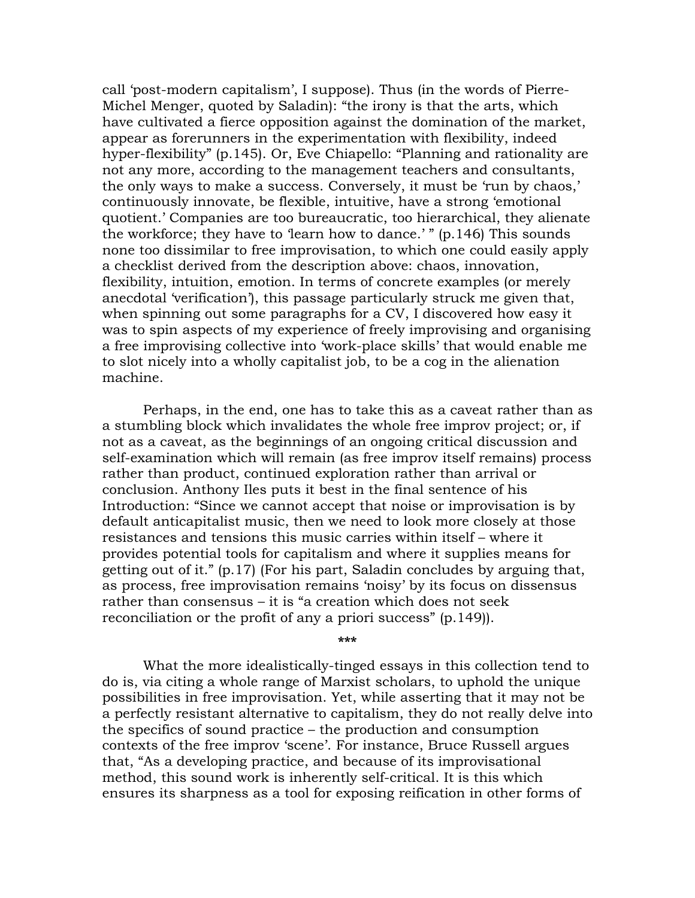call ‘post-modern capitalism’, I suppose). Thus (in the words of Pierre-Michel Menger, quoted by Saladin): “the irony is that the arts, which have cultivated a fierce opposition against the domination of the market, appear as forerunners in the experimentation with flexibility, indeed hyper-flexibility” (p.145). Or, Eve Chiapello: “Planning and rationality are not any more, according to the management teachers and consultants, the only ways to make a success. Conversely, it must be ‘run by chaos,’ continuously innovate, be flexible, intuitive, have a strong ‘emotional quotient.’ Companies are too bureaucratic, too hierarchical, they alienate the workforce; they have to ‘learn how to dance.’ ” (p.146) This sounds none too dissimilar to free improvisation, to which one could easily apply a checklist derived from the description above: chaos, innovation, flexibility, intuition, emotion. In terms of concrete examples (or merely anecdotal ‘verification’), this passage particularly struck me given that, when spinning out some paragraphs for a CV, I discovered how easy it was to spin aspects of my experience of freely improvising and organising a free improvising collective into ‘work-place skills’ that would enable me to slot nicely into a wholly capitalist job, to be a cog in the alienation machine.

Perhaps, in the end, one has to take this as a caveat rather than as a stumbling block which invalidates the whole free improv project; or, if not as a caveat, as the beginnings of an ongoing critical discussion and self-examination which will remain (as free improv itself remains) process rather than product, continued exploration rather than arrival or conclusion. Anthony Iles puts it best in the final sentence of his Introduction: “Since we cannot accept that noise or improvisation is by default anticapitalist music, then we need to look more closely at those resistances and tensions this music carries within itself – where it provides potential tools for capitalism and where it supplies means for getting out of it.” (p.17) (For his part, Saladin concludes by arguing that, as process, free improvisation remains ‘noisy’ by its focus on dissensus rather than consensus – it is “a creation which does not seek reconciliation or the profit of any a priori success” (p.149)).

***

What the more idealistically-tinged essays in this collection tend to do is, via citing a whole range of Marxist scholars, to uphold the unique possibilities in free improvisation. Yet, while asserting that it may not be a perfectly resistant alternative to capitalism, they do not really delve into the specifics of sound practice – the production and consumption contexts of the free improv ‘scene’. For instance, Bruce Russell argues that, “As a developing practice, and because of its improvisational method, this sound work is inherently self-critical. It is this which ensures its sharpness as a tool for exposing reification in other forms of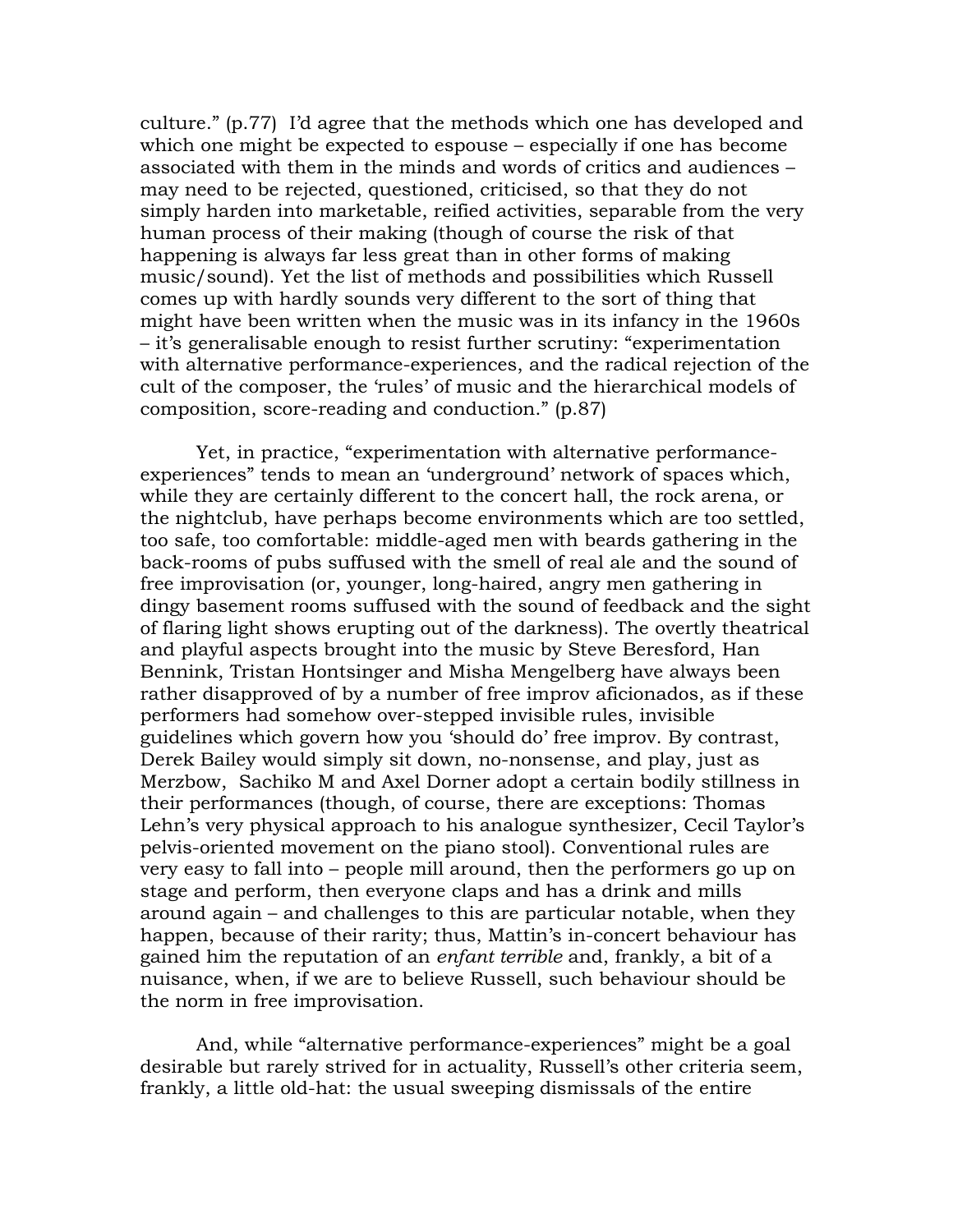culture." (p.77) I'd agree that the methods which one has developed and which one might be expected to espouse – especially if one has become associated with them in the minds and words of critics and audiences – may need to be rejected, questioned, criticised, so that they do not simply harden into marketable, reified activities, separable from the very human process of their making (though of course the risk of that happening is always far less great than in other forms of making music/sound). Yet the list of methods and possibilities which Russell comes up with hardly sounds very different to the sort of thing that might have been written when the music was in its infancy in the 1960s – it's generalisable enough to resist further scrutiny: "experimentation with alternative performance-experiences, and the radical rejection of the cult of the composer, the 'rules' of music and the hierarchical models of composition, score-reading and conduction." (p.87)

Yet, in practice, "experimentation with alternative performance-experiences" tends to mean an 'underground' network of spaces which, while they are certainly different to the concert hall, the rock arena, or the nightclub, have perhaps become environments which are too settled, too safe, too comfortable: middle-aged men with beards gathering in the back-rooms of pubs suffused with the smell of real ale and the sound of free improvisation (or, younger, long-haired, angry men gathering in dingy basement rooms suffused with the sound of feedback and the sight of flaring light shows erupting out of the darkness). The overtly theatrical and playful aspects brought into the music by Steve Beresford, Han Bennink, Tristan Hontsinger and Misha Mengelberg have always been rather disapproved of by a number of free improv aficionados, as if these performers had somehow over-stepped invisible rules, invisible guidelines which govern how you 'should do' free improv. By contrast, Derek Bailey would simply sit down, no-nonsense, and play, just as Merzbow, Sachiko M and Axel Dorner adopt a certain bodily stillness in their performances (though, of course, there are exceptions: Thomas Lehn's very physical approach to his analogue synthesizer, Cecil Taylor's pelvis-oriented movement on the piano stool). Conventional rules are very easy to fall into – people mill around, then the performers go up on stage and perform, then everyone claps and has a drink and mills around again – and challenges to this are particular notable, when they happen, because of their rarity; thus, Mattin's in-concert behaviour has gained him the reputation of an *enfant terrible* and, frankly, a bit of a nuisance, when, if we are to believe Russell, such behaviour should be the norm in free improvisation.

And, while "alternative performance-experiences" might be a goal desirable but rarely strived for in actuality, Russell's other criteria seem, frankly, a little old-hat: the usual sweeping dismissals of the entire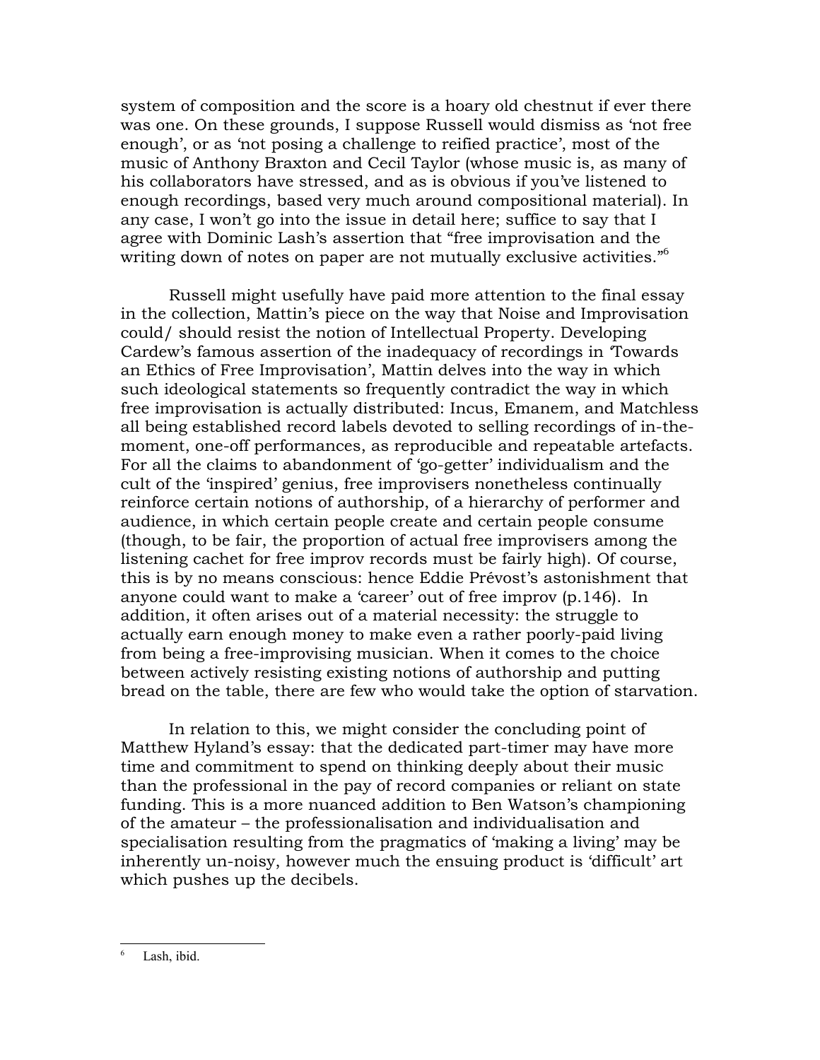system of composition and the score is a hoary old chestnut if ever there was one. On these grounds, I suppose Russell would dismiss as 'not free enough', or as 'not posing a challenge to reified practice', most of the music of Anthony Braxton and Cecil Taylor (whose music is, as many of his collaborators have stressed, and as is obvious if you've listened to enough recordings, based very much around compositional material). In any case, I won't go into the issue in detail here; suffice to say that I agree with Dominic Lash's assertion that "free improvisation and the writing down of notes on paper are not mutually exclusive activities."[6]

Russell might usefully have paid more attention to the final essay in the collection, Mattin's piece on the way that Noise and Improvisation could/ should resist the notion of Intellectual Property. Developing Cardew's famous assertion of the inadequacy of recordings in 'Towards an Ethics of Free Improvisation', Mattin delves into the way in which such ideological statements so frequently contradict the way in which free improvisation is actually distributed: Incus, Emanem, and Matchless all being established record labels devoted to selling recordings of in-the-moment, one-off performances, as reproducible and repeatable artefacts. For all the claims to abandonment of 'go-getter' individualism and the cult of the 'inspired' genius, free improvisers nonetheless continually reinforce certain notions of authorship, of a hierarchy of performer and audience, in which certain people create and certain people consume (though, to be fair, the proportion of actual free improvisers among the listening cachet for free improv records must be fairly high). Of course, this is by no means conscious: hence Eddie Prévost's astonishment that anyone could want to make a 'career' out of free improv (p.146). In addition, it often arises out of a material necessity: the struggle to actually earn enough money to make even a rather poorly-paid living from being a free-improvising musician. When it comes to the choice between actively resisting existing notions of authorship and putting bread on the table, there are few who would take the option of starvation.

In relation to this, we might consider the concluding point of Matthew Hyland's essay: that the dedicated part-timer may have more time and commitment to spend on thinking deeply about their music than the professional in the pay of record companies or reliant on state funding. This is a more nuanced addition to Ben Watson's championing of the amateur – the professionalisation and individualisation and specialisation resulting from the pragmatics of 'making a living' may be inherently un-noisy, however much the ensuing product is 'difficult' art which pushes up the decibels.

---

[6] Lash, ibid.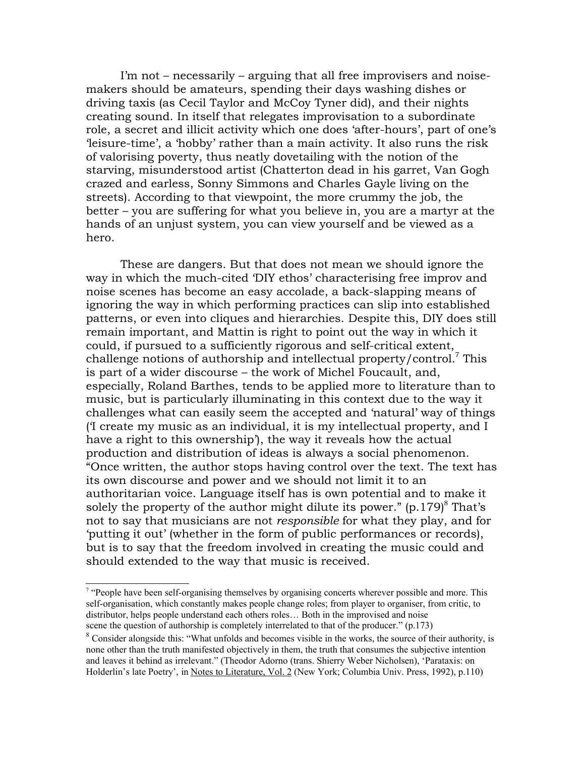I'm not – necessarily – arguing that all free improvisers and noise-makers should be amateurs, spending their days washing dishes or driving taxis (as Cecil Taylor and McCoy Tyner did), and their nights creating sound. In itself that relegates improvisation to a subordinate role, a secret and illicit activity which one does 'after-hours', part of one's 'leisure-time', a 'hobby' rather than a main activity. It also runs the risk of valorising poverty, thus neatly dovetailing with the notion of the starving, misunderstood artist (Chatterton dead in his garret, Van Gogh crazed and earless, Sonny Simmons and Charles Gayle living on the streets). According to that viewpoint, the more crummy the job, the better – you are suffering for what you believe in, you are a martyr at the hands of an unjust system, you can view yourself and be viewed as a hero.

These are dangers. But that does not mean we should ignore the way in which the much-cited 'DIY ethos' characterising free improv and noise scenes has become an easy accolade, a back-slapping means of ignoring the way in which performing practices can slip into established patterns, or even into cliques and hierarchies. Despite this, DIY does still remain important, and Mattin is right to point out the way in which it could, if pursued to a sufficiently rigorous and self-critical extent, challenge notions of authorship and intellectual property/control.[7] This is part of a wider discourse – the work of Michel Foucault, and, especially, Roland Barthes, tends to be applied more to literature than to music, but is particularly illuminating in this context due to the way it challenges what can easily seem the accepted and 'natural' way of things ('I create my music as an individual, it is my intellectual property, and I have a right to this ownership'), the way it reveals how the actual production and distribution of ideas is always a social phenomenon. "Once written, the author stops having control over the text. The text has its own discourse and power and we should not limit it to an authoritarian voice. Language itself has is own potential and to make it solely the property of the author might dilute its power." (p.179)[8] That's not to say that musicians are not *responsible* for what they play, and for 'putting it out' (whether in the form of public performances or records), but is to say that the freedom involved in creating the music could and should extended to the way that music is received.

---

[7] "People have been self-organising themselves by organising concerts wherever possible and more. This self-organisation, which constantly makes people change roles; from player to organiser, from critic, to distributor, helps people understand each others roles… Both in the improvised and noise scene the question of authorship is completely interrelated to that of the producer." (p.173)

[8] Consider alongside this: "What unfolds and becomes visible in the works, the source of their authority, is none other than the truth manifested objectively in them, the truth that consumes the subjective intention and leaves it behind as irrelevant." (Theodor Adorno (trans. Shierry Weber Nicholsen), 'Parataxis: on Holderlin's late Poetry', in Notes to Literature, Vol. 2 (New York; Columbia Univ. Press, 1992), p.110)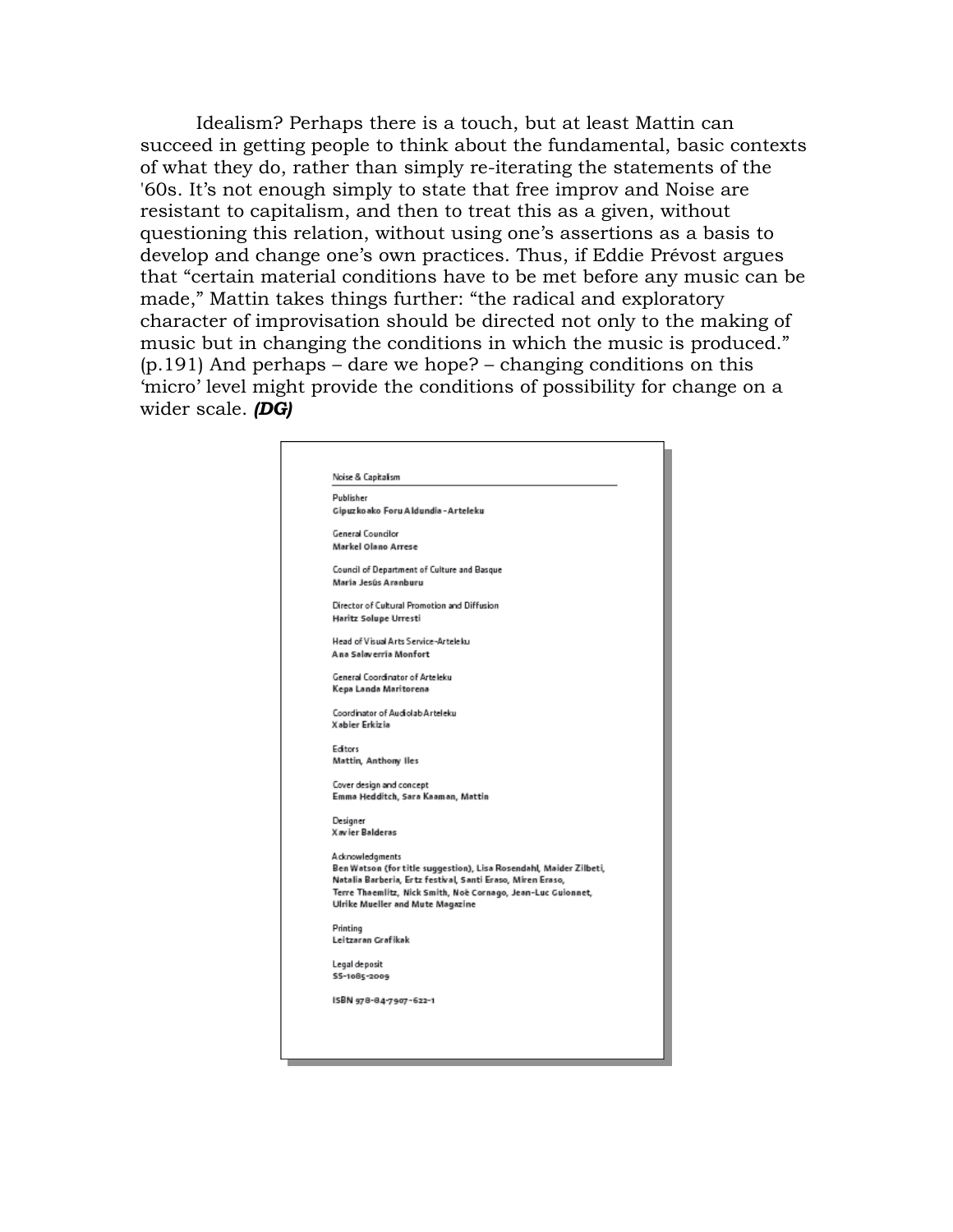Idealism? Perhaps there is a touch, but at least Mattin can succeed in getting people to think about the fundamental, basic contexts of what they do, rather than simply re-iterating the statements of the '60s. It's not enough simply to state that free improv and Noise are resistant to capitalism, and then to treat this as a given, without questioning this relation, without using one's assertions as a basis to develop and change one's own practices. Thus, if Eddie Prévost argues that "certain material conditions have to be met before any music can be made," Mattin takes things further: "the radical and exploratory character of improvisation should be directed not only to the making of music but in changing the conditions in which the music is produced." (p.191) And perhaps – dare we hope? – changing conditions on this 'micro' level might provide the conditions of possibility for change on a wider scale. ***(DG)***

Noise & Capitalism

Publisher
**Gipuzkoako Foru Aldundia - Arteleku**

General Councilor
**Markel Olano Arrese**

Council of Department of Culture and Basque
**Maria Jesús Aranburu**

Director of Cultural Promotion and Diffusion
**Haritz Solupe Urresti**

Head of Visual Arts Service-Arteleku
**Ana Salaverria Monfort**

General Coordinator of Arteleku
**Kepa Landa Maritorena**

Coordinator of Audiolab Arteleku
**Xabier Erkizia**

Editors
**Mattin, Anthony Iles**

Cover design and concept
**Emma Hedditch, Sara Kaaman, Mattin**

Designer
**Xavier Balderas**

Acknowledgments
**Ben Watson (for title suggestion), Lisa Rosendahl, Maider Zilbeti, Natalia Barberia, Ertz festival, Santi Eraso, Miren Eraso, Terre Thaemlitz, Nick Smith, Noè Cornago, Jean-Luc Guionnet, Ulrike Mueller and Mute Magazine**

Printing
**Leitzaran Grafikak**

Legal deposit
**SS-1085-2009**

**ISBN 978-84-7907-622-1**